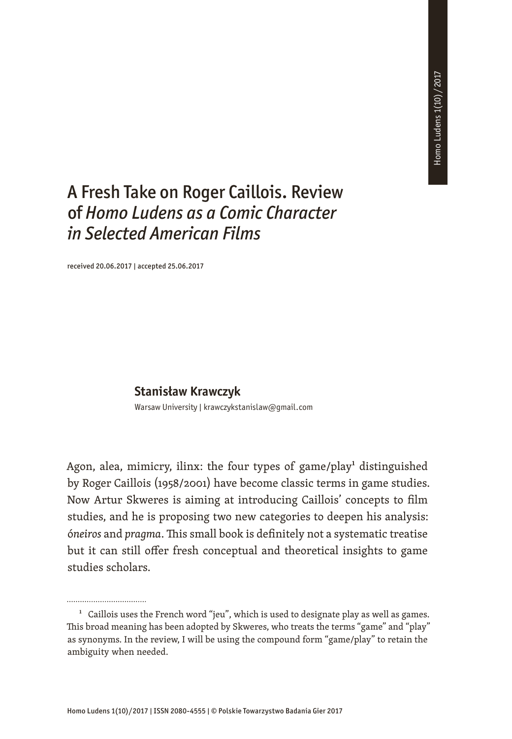# A Fresh Take on Roger Caillois. Review of *Homo Ludens as a Comic Character in Selected American Films*

received 20.06.2017 | accepted 25.06.2017

**Stanisław Krawczyk**

Warsaw University | krawczykstanislaw@gmail.com

Agon, alea, mimicry, ilinx: the four types of game/play[1] distinguished by Roger Caillois (1958/2001) have become classic terms in game studies. Now Artur Skweres is aiming at introducing Caillois' concepts to film studies, and he is proposing two new categories to deepen his analysis: *óneiros* and *pragma*. This small book is definitely not a systematic treatise but it can still offer fresh conceptual and theoretical insights to game studies scholars.

---

[1] Caillois uses the French word "jeu", which is used to designate play as well as games. This broad meaning has been adopted by Skweres, who treats the terms "game" and "play" as synonyms. In the review, I will be using the compound form "game/play" to retain the ambiguity when needed.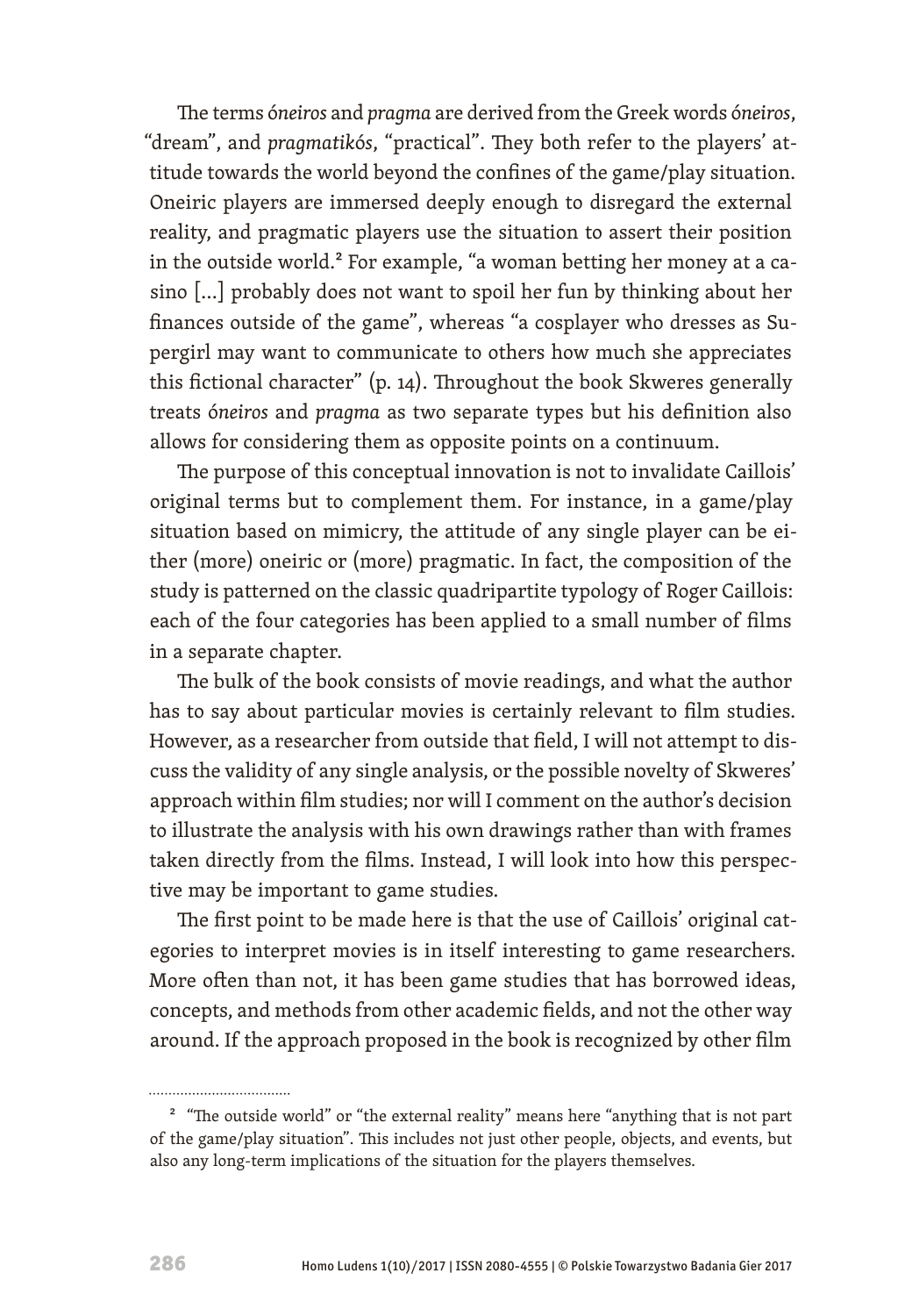The terms *óneiros* and *pragma* are derived from the Greek words *óneiros*, "dream", and *pragmatikós*, "practical". They both refer to the players' attitude towards the world beyond the confines of the game/play situation. Oneiric players are immersed deeply enough to disregard the external reality, and pragmatic players use the situation to assert their position in the outside world.[2] For example, "a woman betting her money at a casino [...] probably does not want to spoil her fun by thinking about her finances outside of the game", whereas "a cosplayer who dresses as Supergirl may want to communicate to others how much she appreciates this fictional character" (p. 14). Throughout the book Skweres generally treats *óneiros* and *pragma* as two separate types but his definition also allows for considering them as opposite points on a continuum.

The purpose of this conceptual innovation is not to invalidate Caillois' original terms but to complement them. For instance, in a game/play situation based on mimicry, the attitude of any single player can be either (more) oneiric or (more) pragmatic. In fact, the composition of the study is patterned on the classic quadripartite typology of Roger Caillois: each of the four categories has been applied to a small number of films in a separate chapter.

The bulk of the book consists of movie readings, and what the author has to say about particular movies is certainly relevant to film studies. However, as a researcher from outside that field, I will not attempt to discuss the validity of any single analysis, or the possible novelty of Skweres' approach within film studies; nor will I comment on the author's decision to illustrate the analysis with his own drawings rather than with frames taken directly from the films. Instead, I will look into how this perspective may be important to game studies.

The first point to be made here is that the use of Caillois' original categories to interpret movies is in itself interesting to game researchers. More often than not, it has been game studies that has borrowed ideas, concepts, and methods from other academic fields, and not the other way around. If the approach proposed in the book is recognized by other film

---

[2] "The outside world" or "the external reality" means here "anything that is not part of the game/play situation". This includes not just other people, objects, and events, but also any long-term implications of the situation for the players themselves.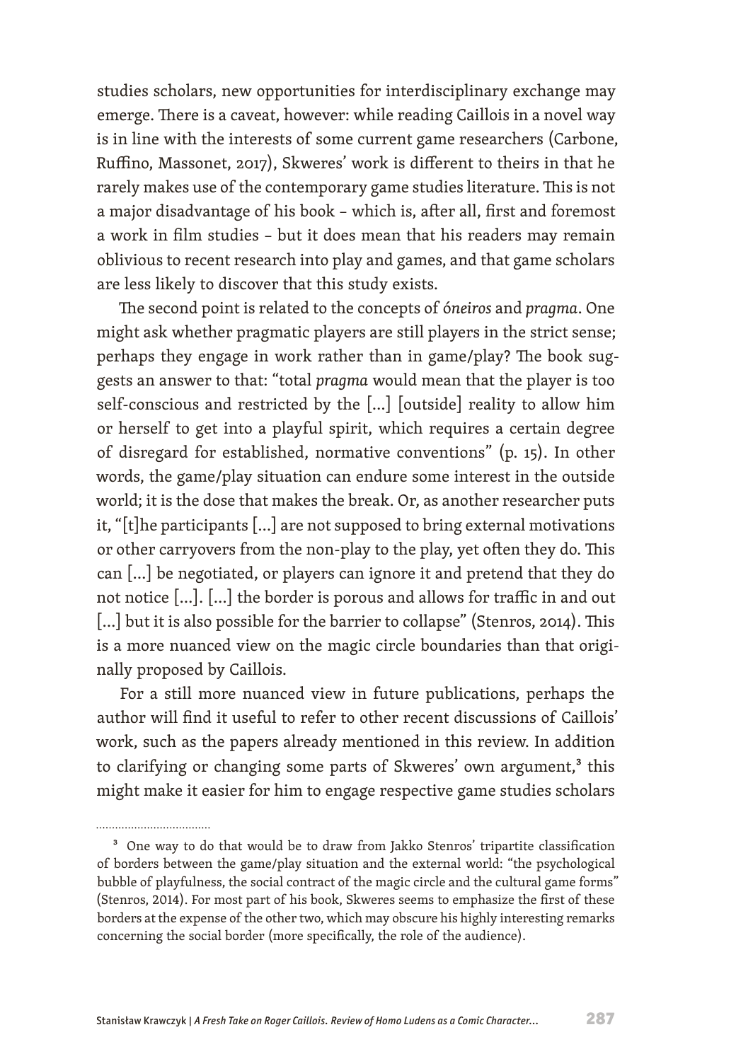studies scholars, new opportunities for interdisciplinary exchange may emerge. There is a caveat, however: while reading Caillois in a novel way is in line with the interests of some current game researchers (Carbone, Ruffino, Massonet, 2017), Skweres' work is different to theirs in that he rarely makes use of the contemporary game studies literature. This is not a major disadvantage of his book – which is, after all, first and foremost a work in film studies – but it does mean that his readers may remain oblivious to recent research into play and games, and that game scholars are less likely to discover that this study exists.

The second point is related to the concepts of *óneiros* and *pragma*. One might ask whether pragmatic players are still players in the strict sense; perhaps they engage in work rather than in game/play? The book suggests an answer to that: "total *pragma* would mean that the player is too self-conscious and restricted by the [...] [outside] reality to allow him or herself to get into a playful spirit, which requires a certain degree of disregard for established, normative conventions" (p. 15). In other words, the game/play situation can endure some interest in the outside world; it is the dose that makes the break. Or, as another researcher puts it, "[t]he participants [...] are not supposed to bring external motivations or other carryovers from the non-play to the play, yet often they do. This can [...] be negotiated, or players can ignore it and pretend that they do not notice [...]. [...] the border is porous and allows for traffic in and out [...] but it is also possible for the barrier to collapse" (Stenros, 2014). This is a more nuanced view on the magic circle boundaries than that originally proposed by Caillois.

For a still more nuanced view in future publications, perhaps the author will find it useful to refer to other recent discussions of Caillois' work, such as the papers already mentioned in this review. In addition to clarifying or changing some parts of Skweres' own argument,[3] this might make it easier for him to engage respective game studies scholars

---

[3] One way to do that would be to draw from Jakko Stenros' tripartite classification of borders between the game/play situation and the external world: "the psychological bubble of playfulness, the social contract of the magic circle and the cultural game forms" (Stenros, 2014). For most part of his book, Skweres seems to emphasize the first of these borders at the expense of the other two, which may obscure his highly interesting remarks concerning the social border (more specifically, the role of the audience).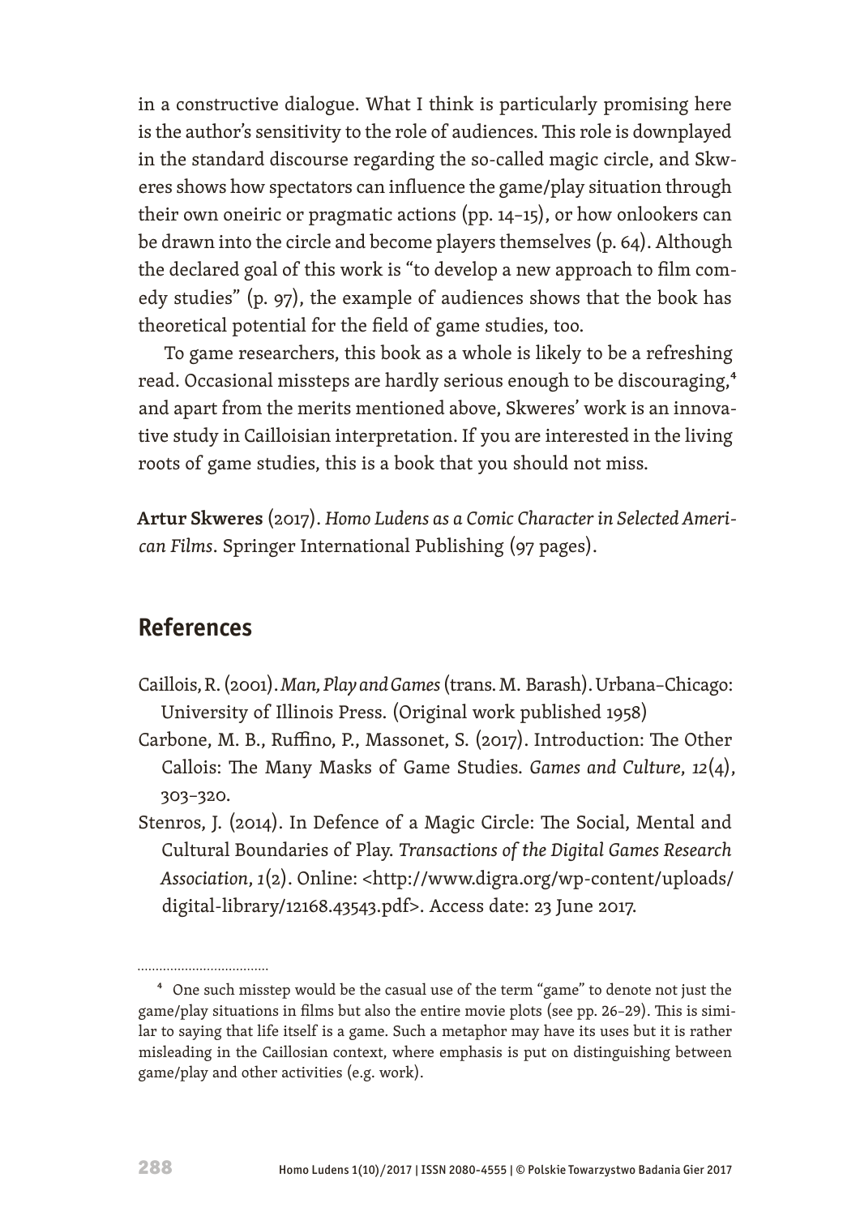in a constructive dialogue. What I think is particularly promising here is the author's sensitivity to the role of audiences. This role is downplayed in the standard discourse regarding the so-called magic circle, and Skweres shows how spectators can influence the game/play situation through their own oneiric or pragmatic actions (pp. 14–15), or how onlookers can be drawn into the circle and become players themselves (p. 64). Although the declared goal of this work is "to develop a new approach to film comedy studies" (p. 97), the example of audiences shows that the book has theoretical potential for the field of game studies, too.

To game researchers, this book as a whole is likely to be a refreshing read. Occasional missteps are hardly serious enough to be discouraging,[4] and apart from the merits mentioned above, Skweres' work is an innovative study in Cailloisian interpretation. If you are interested in the living roots of game studies, this is a book that you should not miss.

**Artur Skweres** (2017). *Homo Ludens as a Comic Character in Selected American Films*. Springer International Publishing (97 pages).

## References

Caillois, R. (2001). *Man, Play and Games* (trans. M. Barash). Urbana–Chicago: University of Illinois Press. (Original work published 1958)

Carbone, M. B., Ruffino, P., Massonet, S. (2017). Introduction: The Other Callois: The Many Masks of Game Studies. *Games and Culture*, *12*(4), 303–320.

Stenros, J. (2014). In Defence of a Magic Circle: The Social, Mental and Cultural Boundaries of Play. *Transactions of the Digital Games Research Association*, *1*(2). Online: <http://www.digra.org/wp-content/uploads/digital-library/12168.43543.pdf>. Access date: 23 June 2017.

---

[4] One such misstep would be the casual use of the term "game" to denote not just the game/play situations in films but also the entire movie plots (see pp. 26–29). This is similar to saying that life itself is a game. Such a metaphor may have its uses but it is rather misleading in the Caillosian context, where emphasis is put on distinguishing between game/play and other activities (e.g. work).